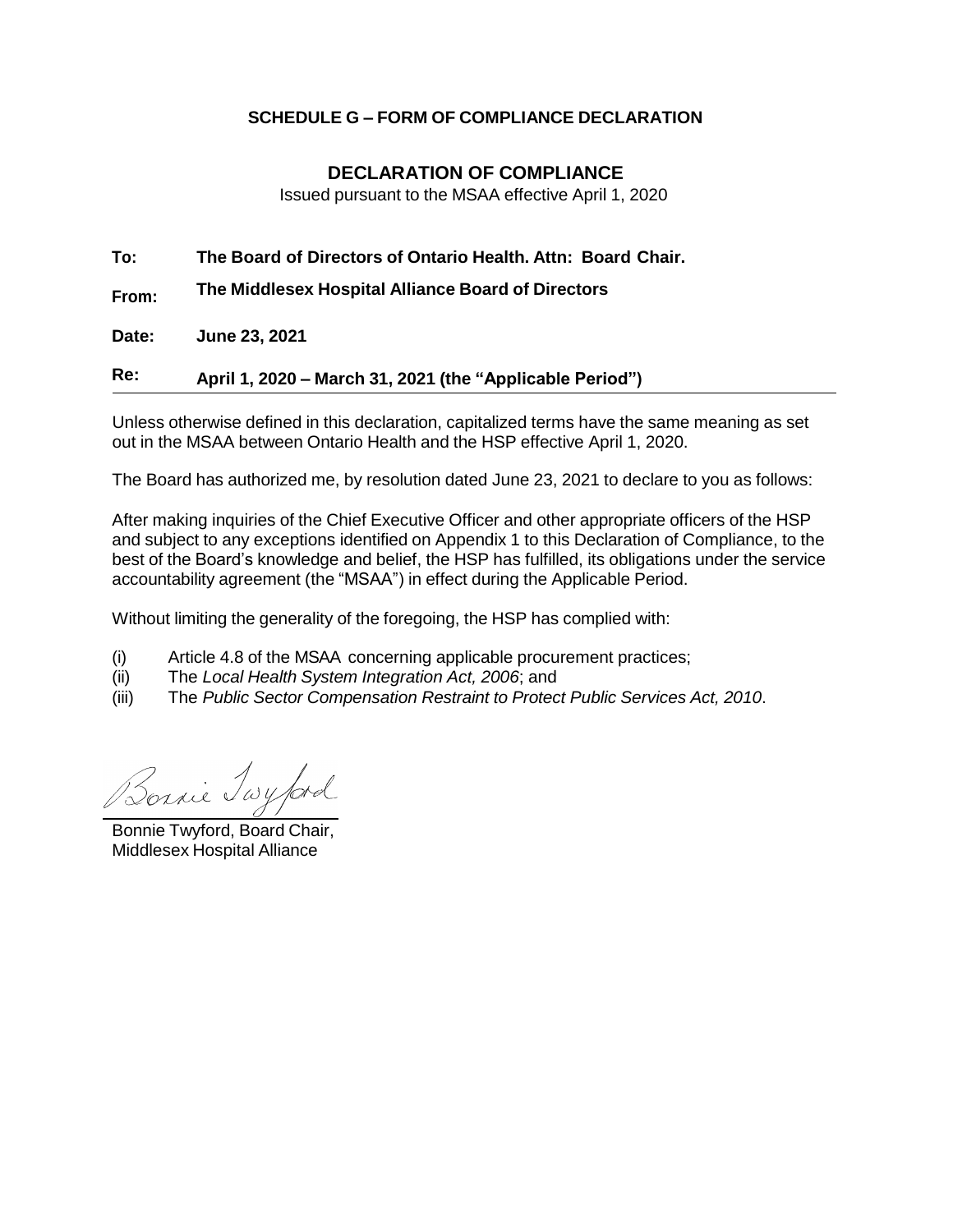**SCHEDULE G – FORM OF COMPLIANCE DECLARATION**

## DECLARATION OF COMPLIANCE

Issued pursuant to the MSAA effective April 1, 2020

**To:** **The Board of Directors of Ontario Health. Attn: Board Chair.**

**From:** **The Middlesex Hospital Alliance Board of Directors**

**Date:** **June 23, 2021**

**Re:** **April 1, 2020 – March 31, 2021 (the "Applicable Period")**

---

Unless otherwise defined in this declaration, capitalized terms have the same meaning as set out in the MSAA between Ontario Health and the HSP effective April 1, 2020.

The Board has authorized me, by resolution dated June 23, 2021 to declare to you as follows:

After making inquiries of the Chief Executive Officer and other appropriate officers of the HSP and subject to any exceptions identified on Appendix 1 to this Declaration of Compliance, to the best of the Board's knowledge and belief, the HSP has fulfilled, its obligations under the service accountability agreement (the "MSAA") in effect during the Applicable Period.

Without limiting the generality of the foregoing, the HSP has complied with:

(i) Article 4.8 of the MSAA concerning applicable procurement practices;
(ii) The *Local Health System Integration Act, 2006*; and
(iii) The *Public Sector Compensation Restraint to Protect Public Services Act, 2010*.

Bonnie Twyford

Bonnie Twyford, Board Chair,
Middlesex Hospital Alliance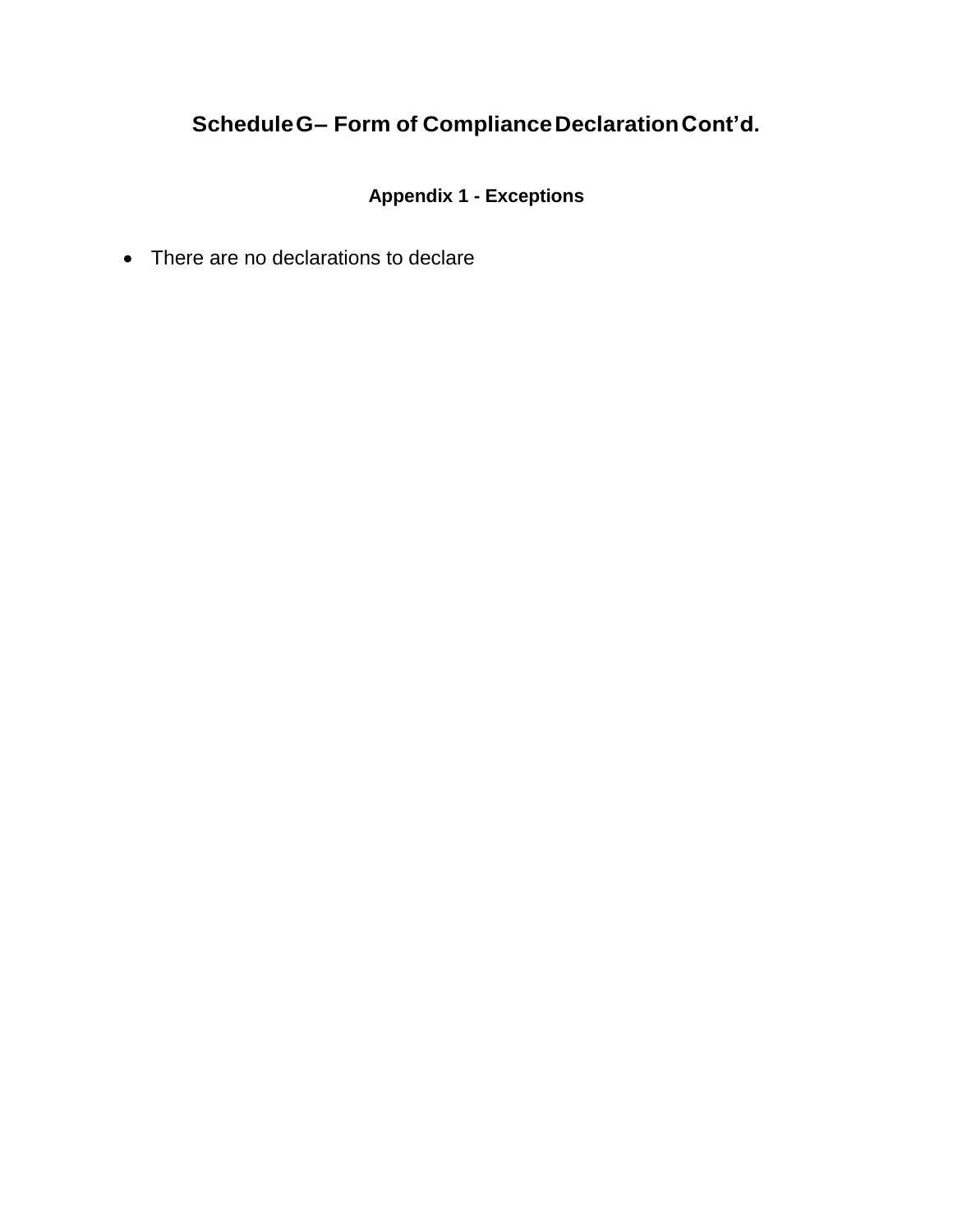# Schedule G– Form of Compliance Declaration Cont'd.

## Appendix 1 - Exceptions

- There are no declarations to declare